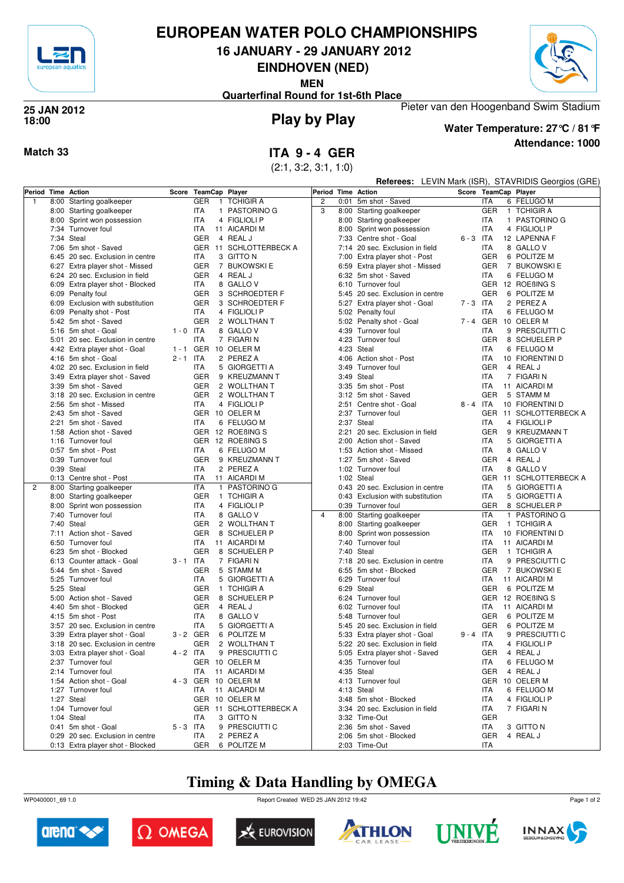# EUROPEAN WATER POLO CHAMPIONSHIPS

## 16 JANUARY - 29 JANUARY 2012

## EINDHOVEN (NED)

### MEN

### Quarterfinal Round for 1st-6th Place

**25 JAN 2012**
**18:00**

Pieter van den Hoogenband Swim Stadium

## Play by Play

**Water Temperature: 27°C / 81°F**

**Attendance: 1000**

**Match 33**

## ITA 9 - 4 GER

(2:1, 3:2, 3:1, 1:0)

**Referees:** LEVIN Mark (ISR), STAVRIDIS Georgios (GRE)

| Period | Time | Action | Score | TeamCap | | Player |
|---|---|---|---|---|---|---|
| 1 | 8:00 | Starting goalkeeper | | GER | 1 | TCHIGIR A |
| | 8:00 | Starting goalkeeper | | ITA | 1 | PASTORINO G |
| | 8:00 | Sprint won possession | | ITA | 4 | FIGLIOLI P |
| | 7:34 | Turnover foul | | ITA | 11 | AICARDI M |
| | 7:34 | Steal | | GER | 4 | REAL J |
| | 7:06 | 5m shot - Saved | | GER | 11 | SCHLOTTERBECK A |
| | 6:45 | 20 sec. Exclusion in centre | | ITA | 3 | GITTO N |
| | 6:27 | Extra player shot - Missed | | GER | 7 | BUKOWSKI E |
| | 6:24 | 20 sec. Exclusion in field | | GER | 4 | REAL J |
| | 6:09 | Extra player shot - Blocked | | ITA | 8 | GALLO V |
| | 6:09 | Penalty foul | | GER | 3 | SCHROEDTER F |
| | 6:09 | Exclusion with substitution | | GER | 3 | SCHROEDTER F |
| | 6:09 | Penalty shot - Post | | ITA | 4 | FIGLIOLI P |
| | 5:42 | 5m shot - Saved | | GER | 2 | WOLLTHAN T |
| | 5:16 | 5m shot - Goal | 1 - 0 | ITA | 8 | GALLO V |
| | 5:01 | 20 sec. Exclusion in centre | | ITA | 7 | FIGARI N |
| | 4:42 | Extra player shot - Goal | 1 - 1 | GER | 10 | OELER M |
| | 4:16 | 5m shot - Goal | 2 - 1 | ITA | 2 | PEREZ A |
| | 4:02 | 20 sec. Exclusion in field | | ITA | 5 | GIORGETTI A |
| | 3:49 | Extra player shot - Saved | | GER | 9 | KREUZMANN T |
| | 3:39 | 5m shot - Saved | | GER | 2 | WOLLTHAN T |
| | 3:18 | 20 sec. Exclusion in centre | | GER | 2 | WOLLTHAN T |
| | 2:56 | 5m shot - Missed | | ITA | 4 | FIGLIOLI P |
| | 2:43 | 5m shot - Saved | | GER | 10 | OELER M |
| | 2:21 | 5m shot - Saved | | ITA | 6 | FELUGO M |
| | 1:58 | Action shot - Saved | | GER | 12 | ROEßING S |
| | 1:16 | Turnover foul | | GER | 12 | ROEßING S |
| | 0:57 | 5m shot - Post | | ITA | 6 | FELUGO M |
| | 0:39 | Turnover foul | | GER | 9 | KREUZMANN T |
| | 0:39 | Steal | | ITA | 2 | PEREZ A |
| | 0:13 | Centre shot - Post | | ITA | 11 | AICARDI M |
| 2 | 8:00 | Starting goalkeeper | | ITA | 1 | PASTORINO G |
| | 8:00 | Starting goalkeeper | | GER | 1 | TCHIGIR A |
| | 8:00 | Sprint won possession | | ITA | 4 | FIGLIOLI P |
| | 7:40 | Turnover foul | | ITA | 8 | GALLO V |
| | 7:40 | Steal | | GER | 2 | WOLLTHAN T |
| | 7:11 | Action shot - Saved | | GER | 8 | SCHEULER P |
| | 6:50 | Turnover foul | | ITA | 11 | AICARDI M |
| | 6:23 | 5m shot - Blocked | | GER | 8 | SCHEULER P |
| | 6:13 | Counter attack - Goal | 3 - 1 | ITA | 7 | FIGARI N |
| | 5:44 | 5m shot - Saved | | GER | 5 | STAMM M |
| | 5:25 | Turnover foul | | ITA | 5 | GIORGETTI A |
| | 5:25 | Steal | | GER | 1 | TCHIGIR A |
| | 5:00 | Action shot - Saved | | GER | 8 | SCHEULER P |
| | 4:40 | 5m shot - Blocked | | GER | 4 | REAL J |
| | 4:15 | 5m shot - Post | | ITA | 8 | GALLO V |
| | 3:57 | 20 sec. Exclusion in centre | | ITA | 5 | GIORGETTI A |
| | 3:39 | Extra player shot - Goal | 3 - 2 | GER | 6 | POLITZE M |
| | 3:18 | 20 sec. Exclusion in centre | | GER | 2 | WOLLTHAN T |
| | 3:03 | Extra player shot - Goal | 4 - 2 | ITA | 9 | PRESCIUTTI C |
| | 2:37 | Turnover foul | | GER | 10 | OELER M |
| | 2:14 | Turnover foul | | ITA | 11 | AICARDI M |
| | 1:54 | Action shot - Goal | 4 - 3 | GER | 10 | OELER M |
| | 1:27 | Turnover foul | | ITA | 11 | AICARDI M |
| | 1:27 | Steal | | GER | 10 | OELER M |
| | 1:04 | Turnover foul | | GER | 11 | SCHLOTTERBECK A |
| | 1:04 | Steal | | ITA | 3 | GITTO N |
| | 0:41 | 5m shot - Goal | 5 - 3 | ITA | 9 | PRESCIUTTI C |
| | 0:29 | 20 sec. Exclusion in centre | | ITA | 2 | PEREZ A |
| | 0:13 | Extra player shot - Blocked | | GER | 6 | POLITZE M |
| 2 | 0:01 | 5m shot - Saved | | ITA | 6 | FELUGO M |
| 3 | 8:00 | Starting goalkeeper | | GER | 1 | TCHIGIR A |
| | 8:00 | Starting goalkeeper | | ITA | 1 | PASTORINO G |
| | 8:00 | Sprint won possession | | ITA | 4 | FIGLIOLI P |
| | 7:33 | Centre shot - Goal | 6 - 3 | ITA | 12 | LAPENNA F |
| | 7:14 | 20 sec. Exclusion in field | | ITA | 8 | GALLO V |
| | 7:00 | Extra player shot - Post | | GER | 6 | POLITZE M |
| | 6:59 | Extra player shot - Missed | | GER | 7 | BUKOWSKI E |
| | 6:32 | 5m shot - Saved | | ITA | 6 | FELUGO M |
| | 6:10 | Turnover foul | | GER | 12 | ROEßING S |
| | 5:45 | 20 sec. Exclusion in centre | | GER | 6 | POLITZE M |
| | 5:27 | Extra player shot - Goal | 7 - 3 | ITA | 2 | PEREZ A |
| | 5:02 | Penalty foul | | ITA | 6 | FELUGO M |
| | 5:02 | Penalty shot - Goal | 7 - 4 | GER | 10 | OELER M |
| | 4:39 | Turnover foul | | ITA | 9 | PRESCIUTTI C |
| | 4:23 | Turnover foul | | GER | 8 | SCHEULER P |
| | 4:23 | Steal | | ITA | 6 | FELUGO M |
| | 4:06 | Action shot - Post | | ITA | 10 | FIORENTINI D |
| | 3:49 | Turnover foul | | GER | 4 | REAL J |
| | 3:49 | Steal | | ITA | 7 | FIGARI N |
| | 3:35 | 5m shot - Post | | ITA | 11 | AICARDI M |
| | 3:12 | 5m shot - Saved | | GER | 5 | STAMM M |
| | 2:51 | Centre shot - Goal | 8 - 4 | ITA | 10 | FIORENTINI D |
| | 2:37 | Turnover foul | | GER | 11 | SCHLOTTERBECK A |
| | 2:37 | Steal | | ITA | 4 | FIGLIOLI P |
| | 2:21 | 20 sec. Exclusion in field | | GER | 9 | KREUZMANN T |
| | 2:00 | Action shot - Saved | | ITA | 5 | GIORGETTI A |
| | 1:53 | Action shot - Missed | | ITA | 8 | GALLO V |
| | 1:27 | 5m shot - Saved | | GER | 4 | REAL J |
| | 1:02 | Turnover foul | | ITA | 8 | GALLO V |
| | 1:02 | Steal | | GER | 11 | SCHLOTTERBECK A |
| | 0:43 | 20 sec. Exclusion in centre | | ITA | 5 | GIORGETTI A |
| | 0:43 | Exclusion with substitution | | ITA | 5 | GIORGETTI A |
| | 0:39 | Turnover foul | | GER | 8 | SCHEULER P |
| 4 | 8:00 | Starting goalkeeper | | ITA | 1 | PASTORINO G |
| | 8:00 | Starting goalkeeper | | GER | 1 | TCHIGIR A |
| | 8:00 | Sprint won possession | | ITA | 10 | FIORENTINI D |
| | 7:40 | Turnover foul | | ITA | 11 | AICARDI M |
| | 7:40 | Steal | | GER | 1 | TCHIGIR A |
| | 7:18 | 20 sec. Exclusion in centre | | ITA | 9 | PRESCIUTTI C |
| | 6:55 | 5m shot - Blocked | | GER | 7 | BUKOWSKI E |
| | 6:29 | Turnover foul | | ITA | 11 | AICARDI M |
| | 6:29 | Steal | | GER | 6 | POLITZE M |
| | 6:24 | Turnover foul | | GER | 12 | ROEßING S |
| | 6:02 | Turnover foul | | ITA | 11 | AICARDI M |
| | 5:48 | Turnover foul | | GER | 6 | POLITZE M |
| | 5:45 | 20 sec. Exclusion in field | | GER | 6 | POLITZE M |
| | 5:33 | Extra player shot - Goal | 9 - 4 | ITA | 9 | PRESCIUTTI C |
| | 5:22 | 20 sec. Exclusion in field | | ITA | 4 | FIGLIOLI P |
| | 5:05 | Extra player shot - Saved | | GER | 4 | REAL J |
| | 4:35 | Turnover foul | | ITA | 6 | FELUGO M |
| | 4:35 | Steal | | GER | 4 | REAL J |
| | 4:13 | Turnover foul | | GER | 10 | OELER M |
| | 4:13 | Steal | | ITA | 6 | FELUGO M |
| | 3:48 | 5m shot - Blocked | | ITA | 4 | FIGLIOLI P |
| | 3:34 | 20 sec. Exclusion in field | | ITA | 7 | FIGARI N |
| | 3:32 | Time-Out | | GER | | |
| | 2:36 | 5m shot - Saved | | ITA | 3 | GITTO N |
| | 2:06 | 5m shot - Blocked | | GER | 4 | REAL J |
| | 2:03 | Time-Out | | ITA | | |

## Timing & Data Handling by OMEGA

WP0400001_69 1.0 Report Created WED 25 JAN 2012 19:42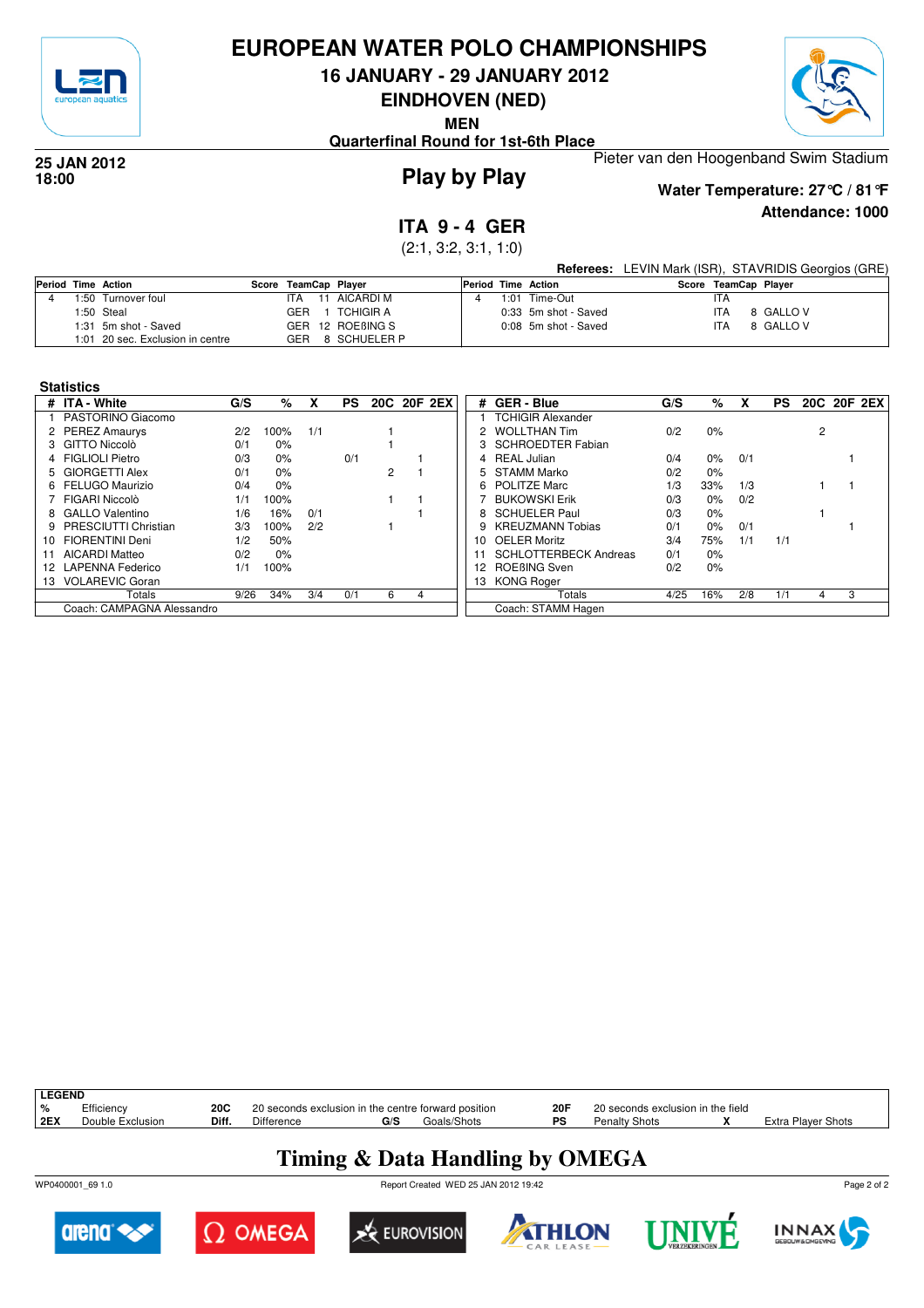# EUROPEAN WATER POLO CHAMPIONSHIPS

**16 JANUARY - 29 JANUARY 2012**

**EINDHOVEN (NED)**

**MEN**

**Quarterfinal Round for 1st-6th Place**

**25 JAN 2012**
**18:00**

## Play by Play

Pieter van den Hoogenband Swim Stadium

**Water Temperature: 27°C / 81°F**

**Attendance: 1000**

## ITA 9 - 4 GER

(2:1, 3:2, 3:1, 1:0)

**Referees:** LEVIN Mark (ISR), STAVRIDIS Georgios (GRE)

| Period | Time | Action | Score | TeamCap | Player |
|---|---|---|---|---|---|
| 4 | 1:50 | Turnover foul | | ITA 11 | AICARDI M |
| | 1:50 | Steal | | GER 1 | TCHIGIR A |
| | 1:31 | 5m shot - Saved | | GER 12 | ROEßING S |
| | 1:01 | 20 sec. Exclusion in centre | | GER 8 | SCHUELER P |
| 4 | 1:01 | Time-Out | | ITA | |
| | 0:33 | 5m shot - Saved | | ITA 8 | GALLO V |
| | 0:08 | 5m shot - Saved | | ITA 8 | GALLO V |

### Statistics

| # | ITA - White | G/S | % | X | PS | 20C | 20F | 2EX |
|---|---|---|---|---|---|---|---|---|
| 1 | PASTORINO Giacomo | | | | | | | |
| 2 | PEREZ Amaurys | 2/2 | 100% | 1/1 | | 1 | | |
| 3 | GITTO Niccolò | 0/1 | 0% | | | 1 | | |
| 4 | FIGLIOLI Pietro | 0/3 | 0% | | 0/1 | | 1 | |
| 5 | GIORGETTI Alex | 0/1 | 0% | | | 2 | 1 | |
| 6 | FELUGO Maurizio | 0/4 | 0% | | | | | |
| 7 | FIGARI Niccolò | 1/1 | 100% | | | 1 | 1 | |
| 8 | GALLO Valentino | 1/6 | 16% | 0/1 | | | 1 | |
| 9 | PRESCIUTTI Christian | 3/3 | 100% | 2/2 | | 1 | | |
| 10 | FIORENTINI Deni | 1/2 | 50% | | | | | |
| 11 | AICARDI Matteo | 0/2 | 0% | | | | | |
| 12 | LAPENNA Federico | 1/1 | 100% | | | | | |
| 13 | VOLAREVIC Goran | | | | | | | |
| | Totals | 9/26 | 34% | 3/4 | 0/1 | 6 | 4 | |
| | Coach: CAMPAGNA Alessandro | | | | | | | |

| # | GER - Blue | G/S | % | X | PS | 20C | 20F | 2EX |
|---|---|---|---|---|---|---|---|---|
| 1 | TCHIGIR Alexander | | | | | | | |
| 2 | WOLLTHAN Tim | 0/2 | 0% | | | 2 | | |
| 3 | SCHROEDTER Fabian | | | | | | | |
| 4 | REAL Julian | 0/4 | 0% | 0/1 | | | 1 | |
| 5 | STAMM Marko | 0/2 | 0% | | | | | |
| 6 | POLITZE Marc | 1/3 | 33% | 1/3 | | 1 | 1 | |
| 7 | BUKOWSKI Erik | 0/3 | 0% | 0/2 | | | | |
| 8 | SCHUELER Paul | 0/3 | 0% | | | 1 | | |
| 9 | KREUZMANN Tobias | 0/1 | 0% | 0/1 | | | 1 | |
| 10 | OELER Moritz | 3/4 | 75% | 1/1 | 1/1 | | | |
| 11 | SCHLOTTERBECK Andreas | 0/1 | 0% | | | | | |
| 12 | ROEßING Sven | 0/2 | 0% | | | | | |
| 13 | KONG Roger | | | | | | | |
| | Totals | 4/25 | 16% | 2/8 | 1/1 | 4 | 3 | |
| | Coach: STAMM Hagen | | | | | | | |

**LEGEND**

| | | | | | | | |
|---|---|---|---|---|---|---|---|
| % | Efficiency | 20C | 20 seconds exclusion in the centre forward position | | | 20F | 20 seconds exclusion in the field |
| 2EX | Double Exclusion | Diff. | Difference | G/S | Goals/Shots | PS | Penalty Shots | X | Extra Player Shots |

## Timing & Data Handling by OMEGA

WP0400001_69 1.0 Report Created WED 25 JAN 2012 19:42